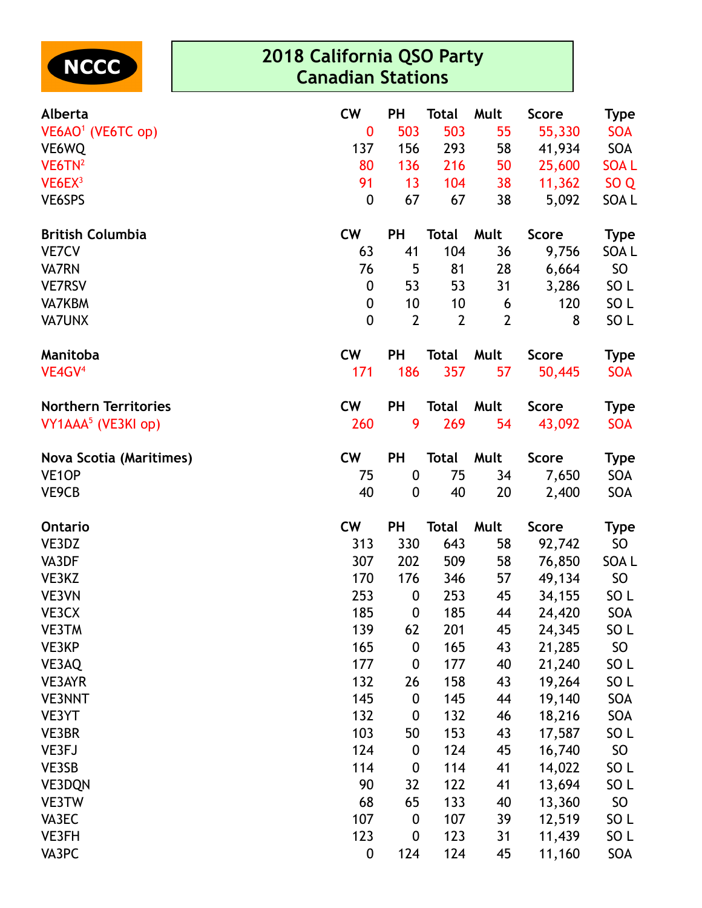NCCC

# 2018 California QSO Party
# Canadian Stations

| Alberta | CW | PH | Total | Mult | Score | Type |
|---|---|---|---|---|---|---|
| VE6AO[1] (VE6TC op) | 0 | 503 | 503 | 55 | 55,330 | SOA |
| VE6WQ | 137 | 156 | 293 | 58 | 41,934 | SOA |
| VE6TN[2] | 80 | 136 | 216 | 50 | 25,600 | SOA L |
| VE6EX[3] | 91 | 13 | 104 | 38 | 11,362 | SO Q |
| VE6SPS | 0 | 67 | 67 | 38 | 5,092 | SOA L |

| British Columbia | CW | PH | Total | Mult | Score | Type |
|---|---|---|---|---|---|---|
| VE7CV | 63 | 41 | 104 | 36 | 9,756 | SOA L |
| VA7RN | 76 | 5 | 81 | 28 | 6,664 | SO |
| VE7RSV | 0 | 53 | 53 | 31 | 3,286 | SO L |
| VA7KBM | 0 | 10 | 10 | 6 | 120 | SO L |
| VA7UNX | 0 | 2 | 2 | 2 | 8 | SO L |

| Manitoba | CW | PH | Total | Mult | Score | Type |
|---|---|---|---|---|---|---|
| VE4GV[4] | 171 | 186 | 357 | 57 | 50,445 | SOA |

| Northern Territories | CW | PH | Total | Mult | Score | Type |
|---|---|---|---|---|---|---|
| VY1AAA[5] (VE3KI op) | 260 | 9 | 269 | 54 | 43,092 | SOA |

| Nova Scotia (Maritimes) | CW | PH | Total | Mult | Score | Type |
|---|---|---|---|---|---|---|
| VE1OP | 75 | 0 | 75 | 34 | 7,650 | SOA |
| VE9CB | 40 | 0 | 40 | 20 | 2,400 | SOA |

| Ontario | CW | PH | Total | Mult | Score | Type |
|---|---|---|---|---|---|---|
| VE3DZ | 313 | 330 | 643 | 58 | 92,742 | SO |
| VA3DF | 307 | 202 | 509 | 58 | 76,850 | SOA L |
| VE3KZ | 170 | 176 | 346 | 57 | 49,134 | SO |
| VE3VN | 253 | 0 | 253 | 45 | 34,155 | SO L |
| VE3CX | 185 | 0 | 185 | 44 | 24,420 | SOA |
| VE3TM | 139 | 62 | 201 | 45 | 24,345 | SO L |
| VE3KP | 165 | 0 | 165 | 43 | 21,285 | SO |
| VE3AQ | 177 | 0 | 177 | 40 | 21,240 | SO L |
| VE3AYR | 132 | 26 | 158 | 43 | 19,264 | SO L |
| VE3NNT | 145 | 0 | 145 | 44 | 19,140 | SOA |
| VE3YT | 132 | 0 | 132 | 46 | 18,216 | SOA |
| VE3BR | 103 | 50 | 153 | 43 | 17,587 | SO L |
| VE3FJ | 124 | 0 | 124 | 45 | 16,740 | SO |
| VE3SB | 114 | 0 | 114 | 41 | 14,022 | SO L |
| VE3DQN | 90 | 32 | 122 | 41 | 13,694 | SO L |
| VE3TW | 68 | 65 | 133 | 40 | 13,360 | SO |
| VA3EC | 107 | 0 | 107 | 39 | 12,519 | SO L |
| VE3FH | 123 | 0 | 123 | 31 | 11,439 | SO L |
| VA3PC | 0 | 124 | 124 | 45 | 11,160 | SOA |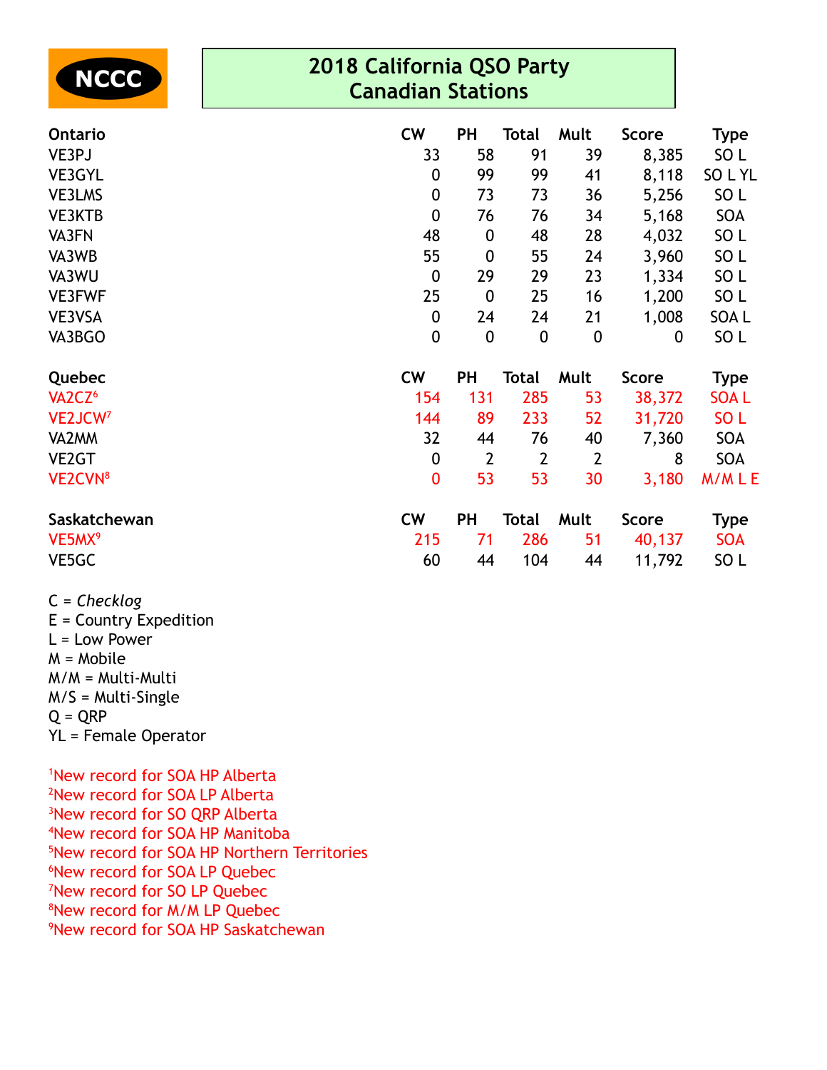NCCC

# 2018 California QSO Party
## Canadian Stations

| Ontario | CW | PH | Total | Mult | Score | Type |
|---|---|---|---|---|---|---|
| VE3PJ | 33 | 58 | 91 | 39 | 8,385 | SO L |
| VE3GYL | 0 | 99 | 99 | 41 | 8,118 | SO L YL |
| VE3LMS | 0 | 73 | 73 | 36 | 5,256 | SO L |
| VE3KTB | 0 | 76 | 76 | 34 | 5,168 | SOA |
| VA3FN | 48 | 0 | 48 | 28 | 4,032 | SO L |
| VA3WB | 55 | 0 | 55 | 24 | 3,960 | SO L |
| VA3WU | 0 | 29 | 29 | 23 | 1,334 | SO L |
| VE3FWF | 25 | 0 | 25 | 16 | 1,200 | SO L |
| VE3VSA | 0 | 24 | 24 | 21 | 1,008 | SOA L |
| VA3BGO | 0 | 0 | 0 | 0 | 0 | SO L |

| Quebec | CW | PH | Total | Mult | Score | Type |
|---|---|---|---|---|---|---|
| VA2CZ[6] | 154 | 131 | 285 | 53 | 38,372 | SOA L |
| VE2JCW[7] | 144 | 89 | 233 | 52 | 31,720 | SO L |
| VA2MM | 32 | 44 | 76 | 40 | 7,360 | SOA |
| VE2GT | 0 | 2 | 2 | 2 | 8 | SOA |
| VE2CVN[8] | 0 | 53 | 53 | 30 | 3,180 | M/M L E |

| Saskatchewan | CW | PH | Total | Mult | Score | Type |
|---|---|---|---|---|---|---|
| VE5MX[9] | 215 | 71 | 286 | 51 | 40,137 | SOA |
| VE5GC | 60 | 44 | 104 | 44 | 11,792 | SO L |

C = *Checklog*
E = Country Expedition
L = Low Power
M = Mobile
M/M = Multi-Multi
M/S = Multi-Single
Q = QRP
YL = Female Operator

[1]New record for SOA HP Alberta
[2]New record for SOA LP Alberta
[3]New record for SO QRP Alberta
[4]New record for SOA HP Manitoba
[5]New record for SOA HP Northern Territories
[6]New record for SOA LP Quebec
[7]New record for SO LP Quebec
[8]New record for M/M LP Quebec
[9]New record for SOA HP Saskatchewan